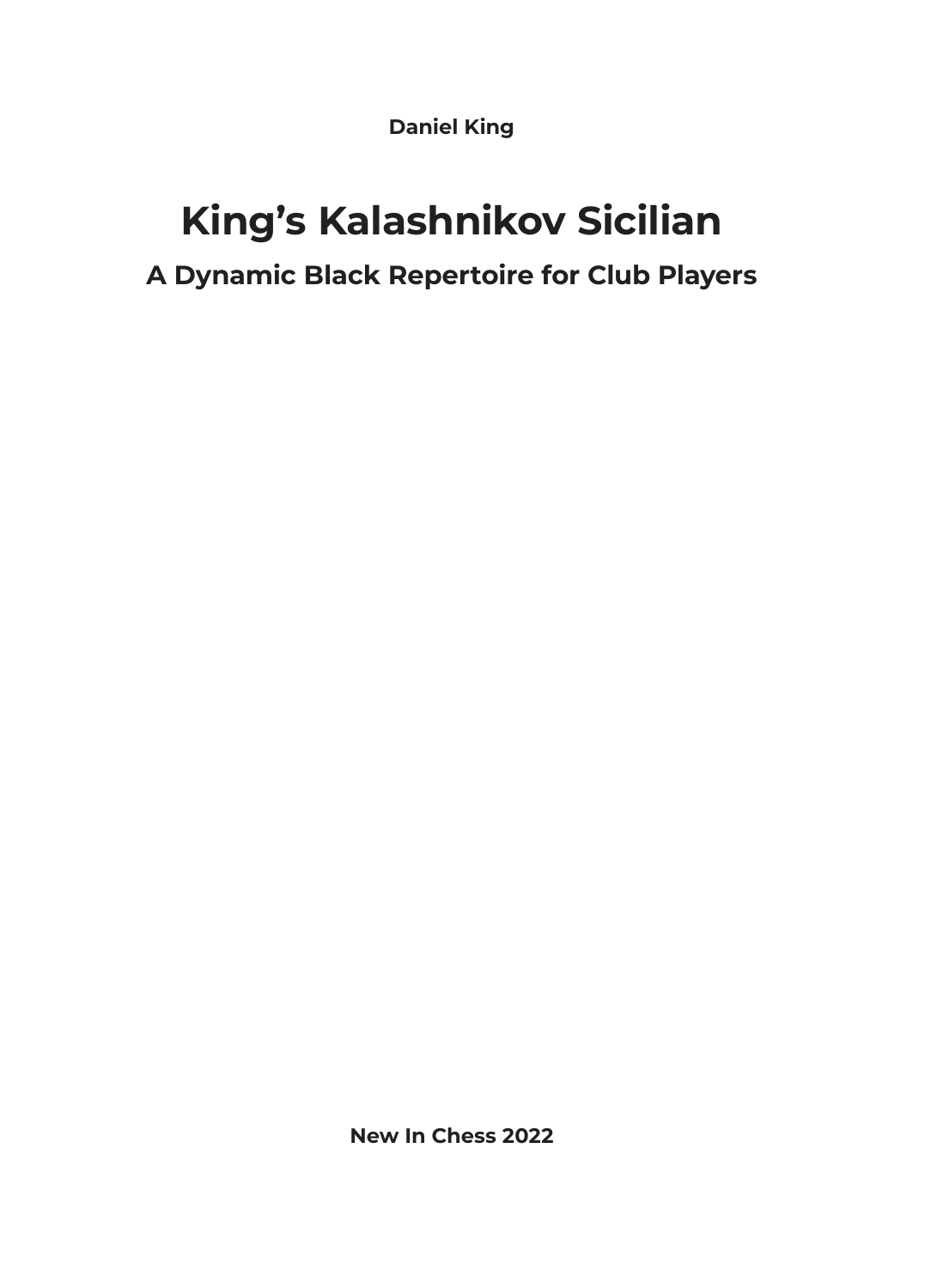**Daniel King**

# King's Kalashnikov Sicilian

## A Dynamic Black Repertoire for Club Players

**New In Chess 2022**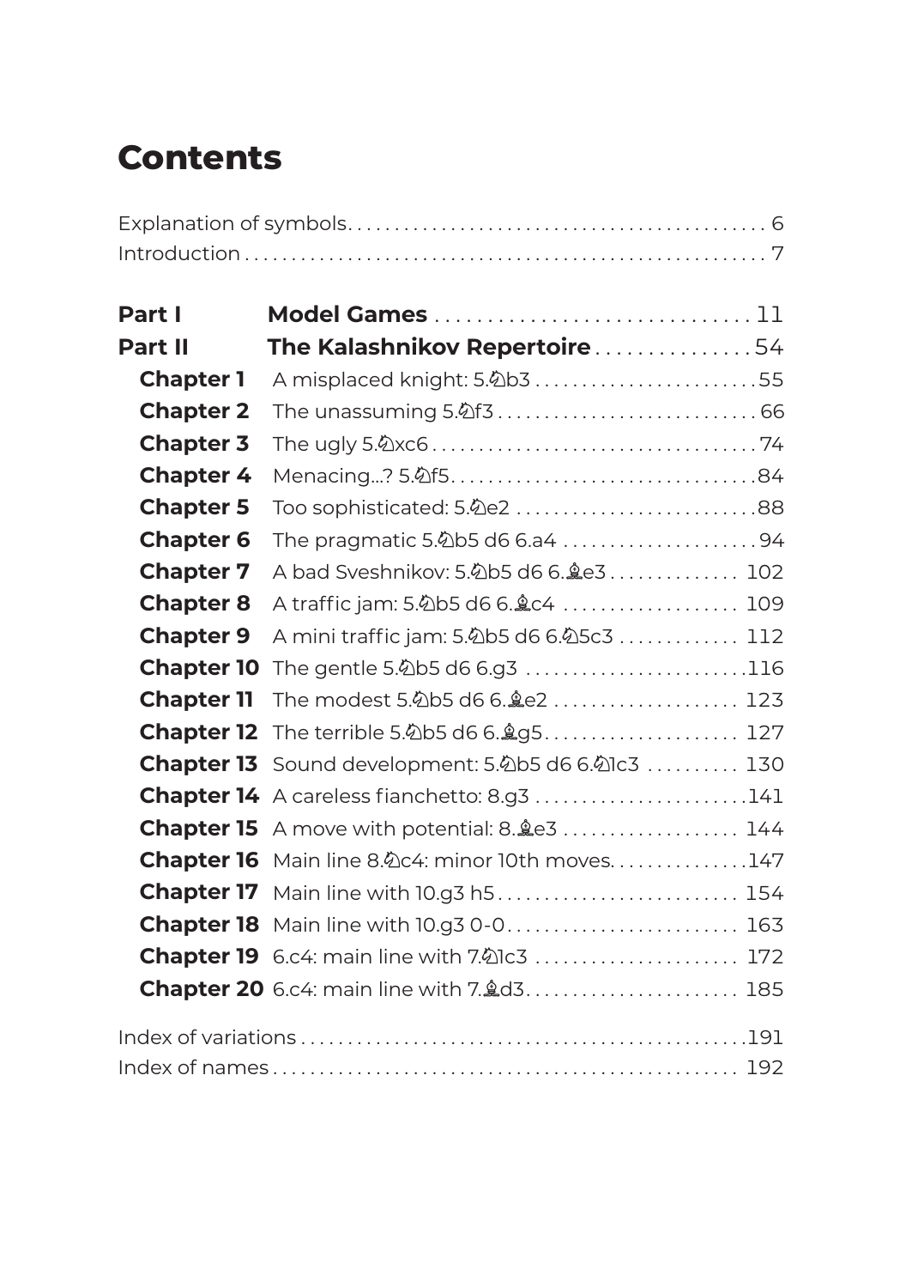# Contents

Explanation of symbols . . . . . . 6
Introduction . . . . . . 7

**Part I** **Model Games** . . . . . . 11

**Part II** **The Kalashnikov Repertoire** . . . . . . 54

**Chapter 1** A misplaced knight: 5.♘b3 . . . . . . 55
**Chapter 2** The unassuming 5.♘f3 . . . . . . 66
**Chapter 3** The ugly 5.♘xc6 . . . . . . 74
**Chapter 4** Menacing...? 5.♘f5 . . . . . . 84
**Chapter 5** Too sophisticated: 5.♘e2 . . . . . . 88
**Chapter 6** The pragmatic 5.♘b5 d6 6.a4 . . . . . . 94
**Chapter 7** A bad Sveshnikov: 5.♘b5 d6 6.♗e3 . . . . . . 102
**Chapter 8** A traffic jam: 5.♘b5 d6 6.♗c4 . . . . . . 109
**Chapter 9** A mini traffic jam: 5.♘b5 d6 6.♘5c3 . . . . . . 112
**Chapter 10** The gentle 5.♘b5 d6 6.g3 . . . . . . 116
**Chapter 11** The modest 5.♘b5 d6 6.♗e2 . . . . . . 123
**Chapter 12** The terrible 5.♘b5 d6 6.♗g5 . . . . . . 127
**Chapter 13** Sound development: 5.♘b5 d6 6.♘1c3 . . . . . . 130
**Chapter 14** A careless fianchetto: 8.g3 . . . . . . 141
**Chapter 15** A move with potential: 8.♗e3 . . . . . . 144
**Chapter 16** Main line 8.♘c4: minor 10th moves . . . . . . 147
**Chapter 17** Main line with 10.g3 h5 . . . . . . 154
**Chapter 18** Main line with 10.g3 0-0 . . . . . . 163
**Chapter 19** 6.c4: main line with 7.♘1c3 . . . . . . 172
**Chapter 20** 6.c4: main line with 7.♗d3 . . . . . . 185

Index of variations . . . . . . 191
Index of names . . . . . . 192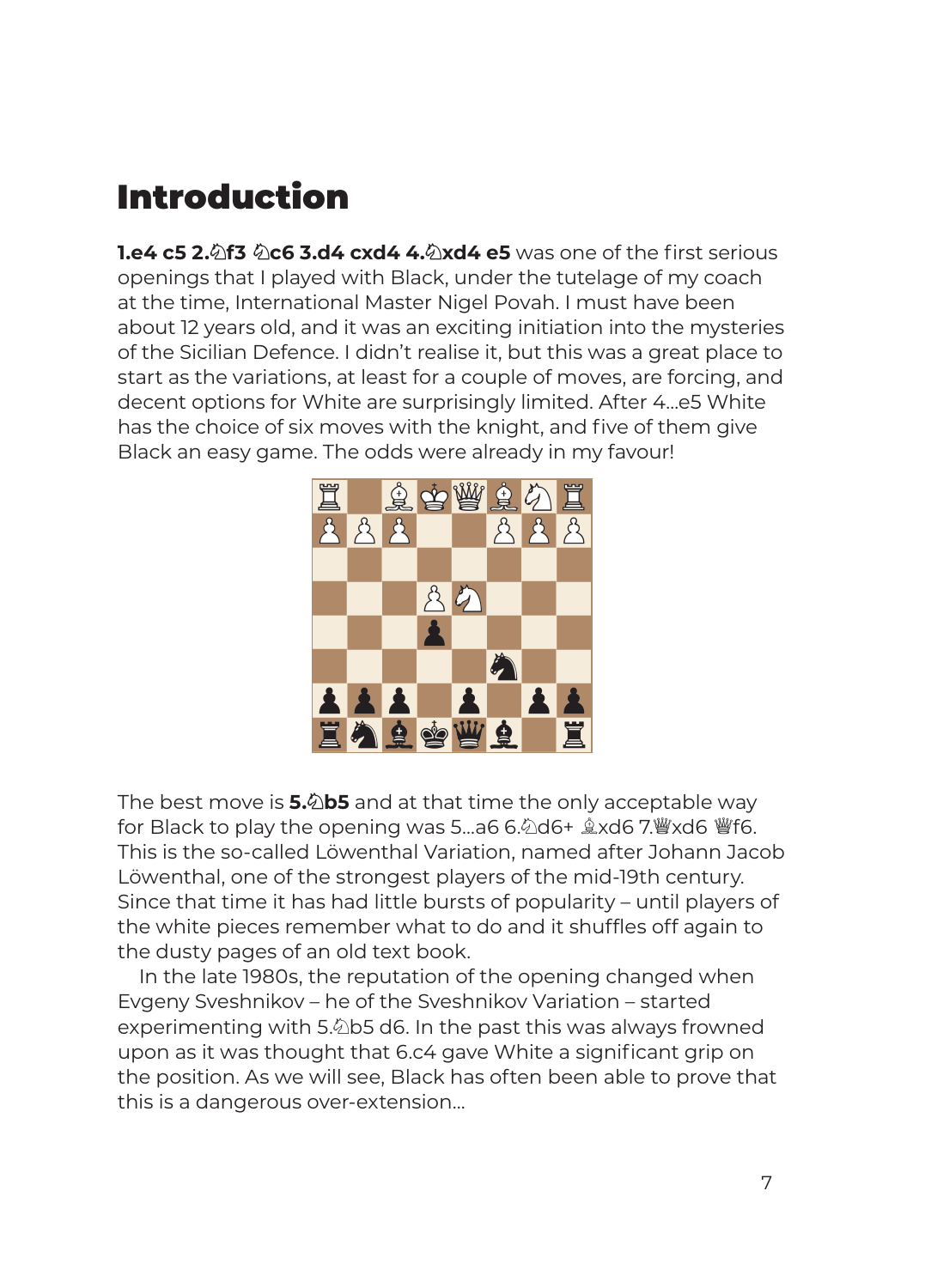# Introduction

**1.e4 c5 2.♘f3 ♘c6 3.d4 cxd4 4.♘xd4 e5** was one of the first serious openings that I played with Black, under the tutelage of my coach at the time, International Master Nigel Povah. I must have been about 12 years old, and it was an exciting initiation into the mysteries of the Sicilian Defence. I didn't realise it, but this was a great place to start as the variations, at least for a couple of moves, are forcing, and decent options for White are surprisingly limited. After 4...e5 White has the choice of six moves with the knight, and five of them give Black an easy game. The odds were already in my favour!

The best move is **5.♘b5** and at that time the only acceptable way for Black to play the opening was 5...a6 6.♘d6+ ♗xd6 7.♕xd6 ♕f6. This is the so-called Löwenthal Variation, named after Johann Jacob Löwenthal, one of the strongest players of the mid-19th century. Since that time it has had little bursts of popularity – until players of the white pieces remember what to do and it shuffles off again to the dusty pages of an old text book.

In the late 1980s, the reputation of the opening changed when Evgeny Sveshnikov – he of the Sveshnikov Variation – started experimenting with 5.♘b5 d6. In the past this was always frowned upon as it was thought that 6.c4 gave White a significant grip on the position. As we will see, Black has often been able to prove that this is a dangerous over-extension...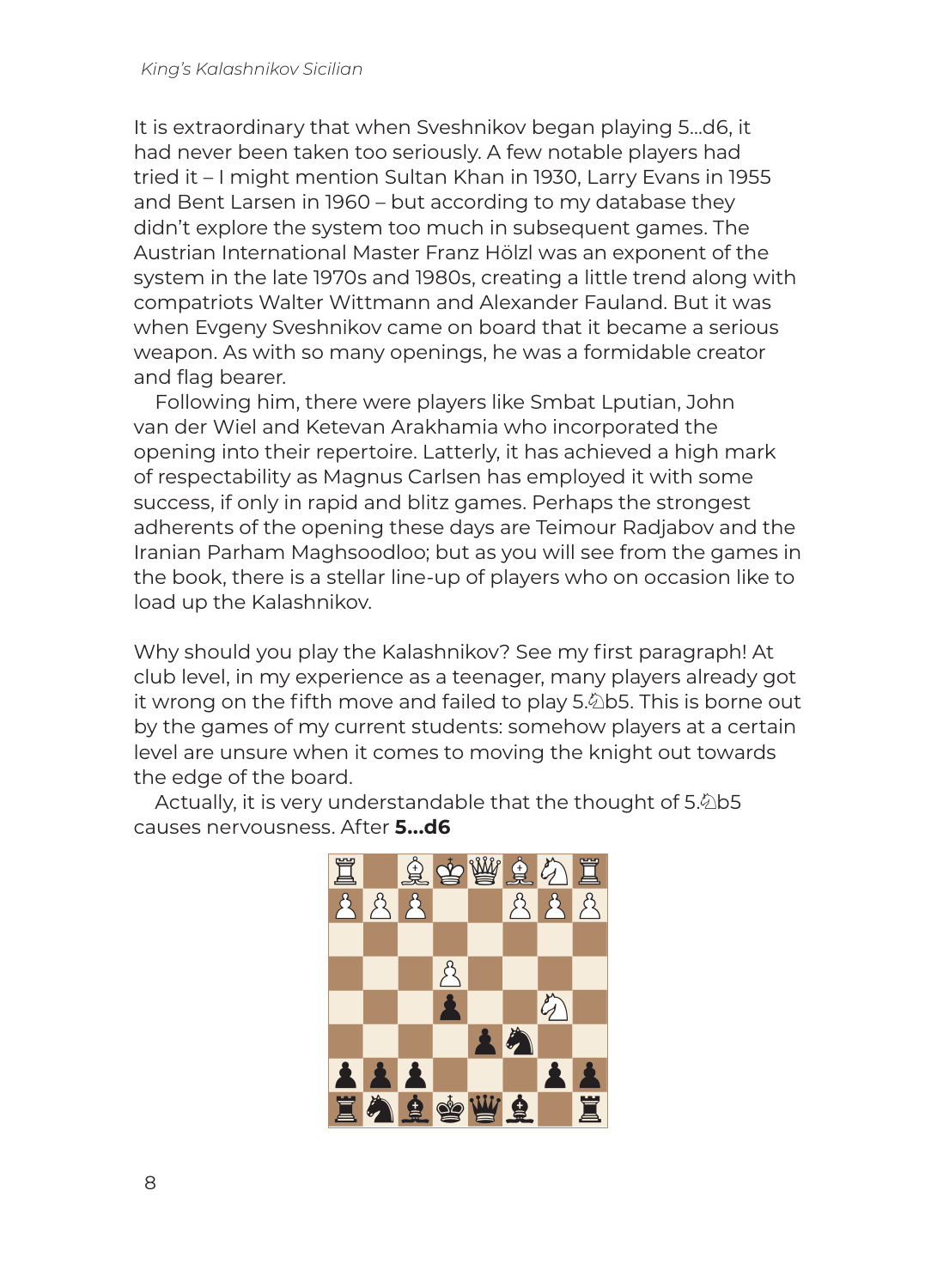It is extraordinary that when Sveshnikov began playing 5...d6, it had never been taken too seriously. A few notable players had tried it – I might mention Sultan Khan in 1930, Larry Evans in 1955 and Bent Larsen in 1960 – but according to my database they didn't explore the system too much in subsequent games. The Austrian International Master Franz Hölzl was an exponent of the system in the late 1970s and 1980s, creating a little trend along with compatriots Walter Wittmann and Alexander Fauland. But it was when Evgeny Sveshnikov came on board that it became a serious weapon. As with so many openings, he was a formidable creator and flag bearer.

Following him, there were players like Smbat Lputian, John van der Wiel and Ketevan Arakhamia who incorporated the opening into their repertoire. Latterly, it has achieved a high mark of respectability as Magnus Carlsen has employed it with some success, if only in rapid and blitz games. Perhaps the strongest adherents of the opening these days are Teimour Radjabov and the Iranian Parham Maghsoodloo; but as you will see from the games in the book, there is a stellar line-up of players who on occasion like to load up the Kalashnikov.

Why should you play the Kalashnikov? See my first paragraph! At club level, in my experience as a teenager, many players already got it wrong on the fifth move and failed to play 5.♘b5. This is borne out by the games of my current students: somehow players at a certain level are unsure when it comes to moving the knight out towards the edge of the board.

Actually, it is very understandable that the thought of 5.♘b5 causes nervousness. After **5...d6**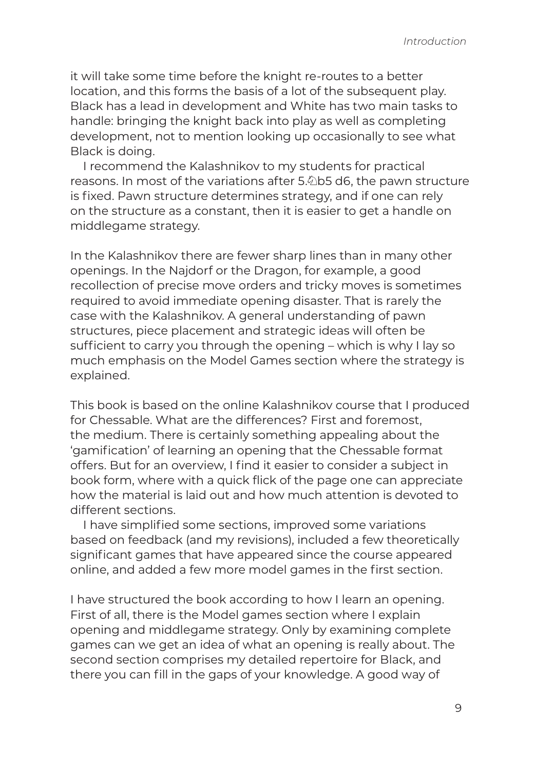it will take some time before the knight re-routes to a better location, and this forms the basis of a lot of the subsequent play. Black has a lead in development and White has two main tasks to handle: bringing the knight back into play as well as completing development, not to mention looking up occasionally to see what Black is doing.

I recommend the Kalashnikov to my students for practical reasons. In most of the variations after 5.♘b5 d6, the pawn structure is fixed. Pawn structure determines strategy, and if one can rely on the structure as a constant, then it is easier to get a handle on middlegame strategy.

In the Kalashnikov there are fewer sharp lines than in many other openings. In the Najdorf or the Dragon, for example, a good recollection of precise move orders and tricky moves is sometimes required to avoid immediate opening disaster. That is rarely the case with the Kalashnikov. A general understanding of pawn structures, piece placement and strategic ideas will often be sufficient to carry you through the opening – which is why I lay so much emphasis on the Model Games section where the strategy is explained.

This book is based on the online Kalashnikov course that I produced for Chessable. What are the differences? First and foremost, the medium. There is certainly something appealing about the 'gamification' of learning an opening that the Chessable format offers. But for an overview, I find it easier to consider a subject in book form, where with a quick flick of the page one can appreciate how the material is laid out and how much attention is devoted to different sections.

I have simplified some sections, improved some variations based on feedback (and my revisions), included a few theoretically significant games that have appeared since the course appeared online, and added a few more model games in the first section.

I have structured the book according to how I learn an opening. First of all, there is the Model games section where I explain opening and middlegame strategy. Only by examining complete games can we get an idea of what an opening is really about. The second section comprises my detailed repertoire for Black, and there you can fill in the gaps of your knowledge. A good way of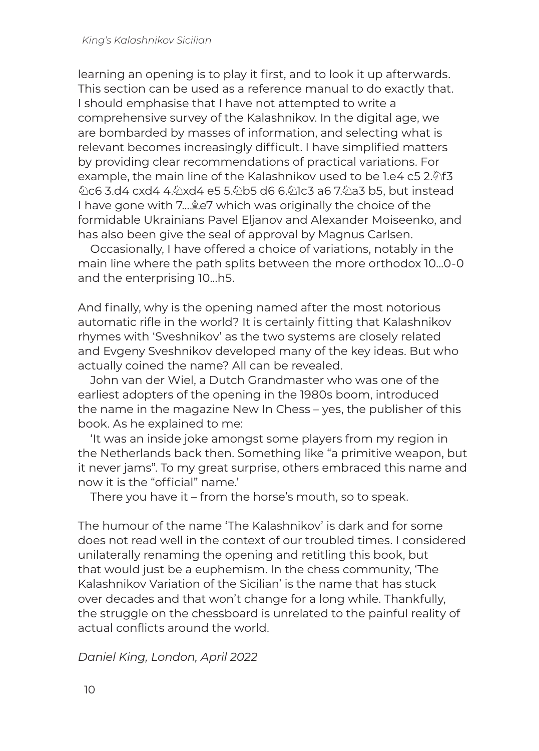learning an opening is to play it first, and to look it up afterwards. This section can be used as a reference manual to do exactly that. I should emphasise that I have not attempted to write a comprehensive survey of the Kalashnikov. In the digital age, we are bombarded by masses of information, and selecting what is relevant becomes increasingly difficult. I have simplified matters by providing clear recommendations of practical variations. For example, the main line of the Kalashnikov used to be 1.e4 c5 2.♘f3 ♘c6 3.d4 cxd4 4.♘xd4 e5 5.♘b5 d6 6.♘1c3 a6 7.♘a3 b5, but instead I have gone with 7...♗e7 which was originally the choice of the formidable Ukrainians Pavel Eljanov and Alexander Moiseenko, and has also been give the seal of approval by Magnus Carlsen.

Occasionally, I have offered a choice of variations, notably in the main line where the path splits between the more orthodox 10...0-0 and the enterprising 10...h5.

And finally, why is the opening named after the most notorious automatic rifle in the world? It is certainly fitting that Kalashnikov rhymes with 'Sveshnikov' as the two systems are closely related and Evgeny Sveshnikov developed many of the key ideas. But who actually coined the name? All can be revealed.

John van der Wiel, a Dutch Grandmaster who was one of the earliest adopters of the opening in the 1980s boom, introduced the name in the magazine New In Chess – yes, the publisher of this book. As he explained to me:

'It was an inside joke amongst some players from my region in the Netherlands back then. Something like "a primitive weapon, but it never jams". To my great surprise, others embraced this name and now it is the "official" name.'

There you have it – from the horse's mouth, so to speak.

The humour of the name 'The Kalashnikov' is dark and for some does not read well in the context of our troubled times. I considered unilaterally renaming the opening and retitling this book, but that would just be a euphemism. In the chess community, 'The Kalashnikov Variation of the Sicilian' is the name that has stuck over decades and that won't change for a long while. Thankfully, the struggle on the chessboard is unrelated to the painful reality of actual conflicts around the world.

*Daniel King, London, April 2022*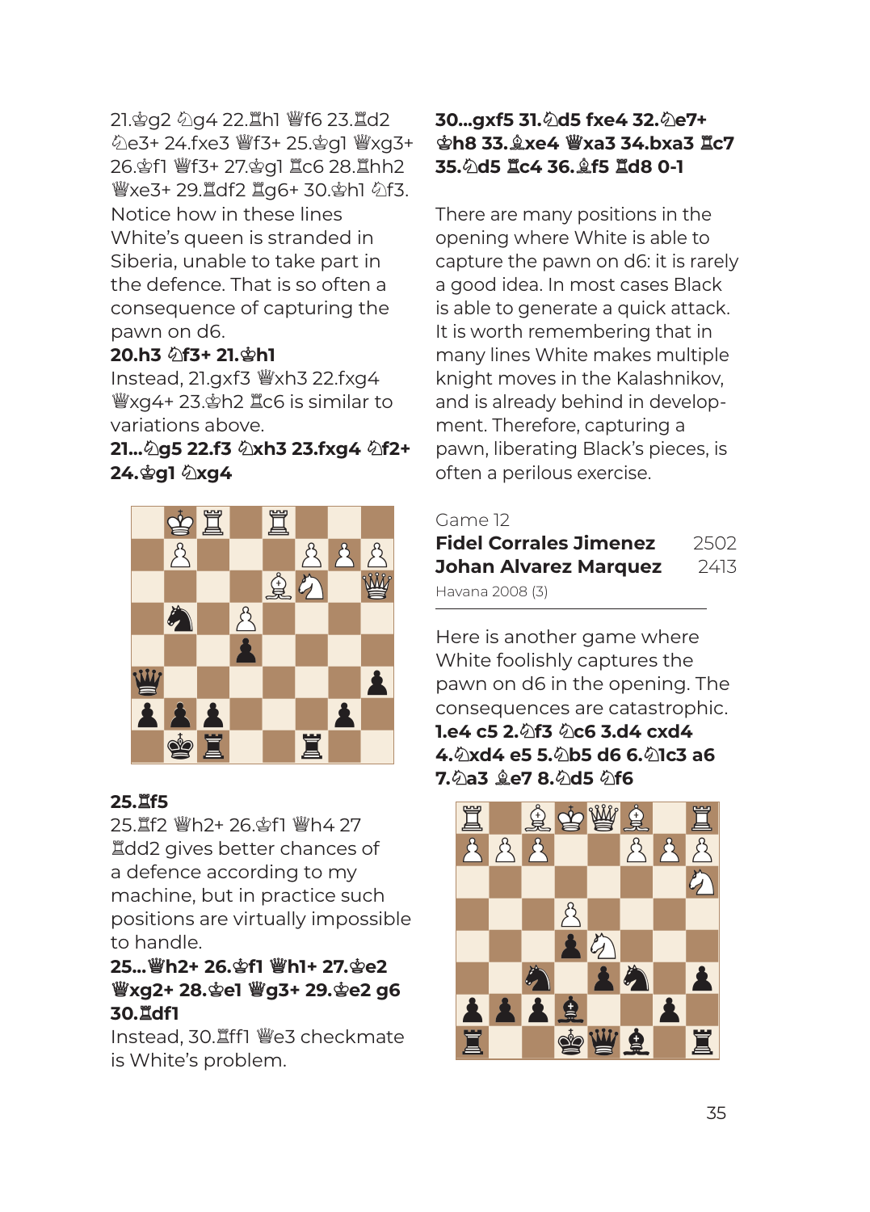21.♔g2 ♘g4 22.♖h1 ♕f6 23.♖d2 ♘e3+ 24.fxe3 ♕f3+ 25.♔g1 ♕xg3+ 26.♔f1 ♕f3+ 27.♔g1 ♖c6 28.♖hh2 ♕xe3+ 29.♖df2 ♖g6+ 30.♔h1 ♘f3. Notice how in these lines White's queen is stranded in Siberia, unable to take part in the defence. That is so often a consequence of capturing the pawn on d6.

**20.h3 ♘f3+ 21.♔h1**

Instead, 21.gxf3 ♕xh3 22.fxg4 ♕xg4+ 23.♔h2 ♖c6 is similar to variations above.

**21...♘g5 22.f3 ♘xh3 23.fxg4 ♘f2+ 24.♔g1 ♘xg4**

**25.♖f5**

25.♖f2 ♕h2+ 26.♔f1 ♕h4 27 ♖dd2 gives better chances of a defence according to my machine, but in practice such positions are virtually impossible to handle.

**25...♕h2+ 26.♔f1 ♕h1+ 27.♔e2 ♕xg2+ 28.♔e1 ♕g3+ 29.♔e2 g6 30.♖df1**

Instead, 30.♖ff1 ♕e3 checkmate is White's problem.

**30...gxf5 31.♘d5 fxe4 32.♘e7+ ♔h8 33.♗xe4 ♕xa3 34.bxa3 ♖c7 35.♘d5 ♖c4 36.♗f5 ♖d8 0-1**

There are many positions in the opening where White is able to capture the pawn on d6: it is rarely a good idea. In most cases Black is able to generate a quick attack. It is worth remembering that in many lines White makes multiple knight moves in the Kalashnikov, and is already behind in development. Therefore, capturing a pawn, liberating Black's pieces, is often a perilous exercise.

Game 12

**Fidel Corrales Jimenez** 2502
**Johan Alvarez Marquez** 2413

Havana 2008 (3)

Here is another game where White foolishly captures the pawn on d6 in the opening. The consequences are catastrophic.

**1.e4 c5 2.♘f3 ♘c6 3.d4 cxd4 4.♘xd4 e5 5.♘b5 d6 6.♘1c3 a6 7.♘a3 ♗e7 8.♘d5 ♘f6**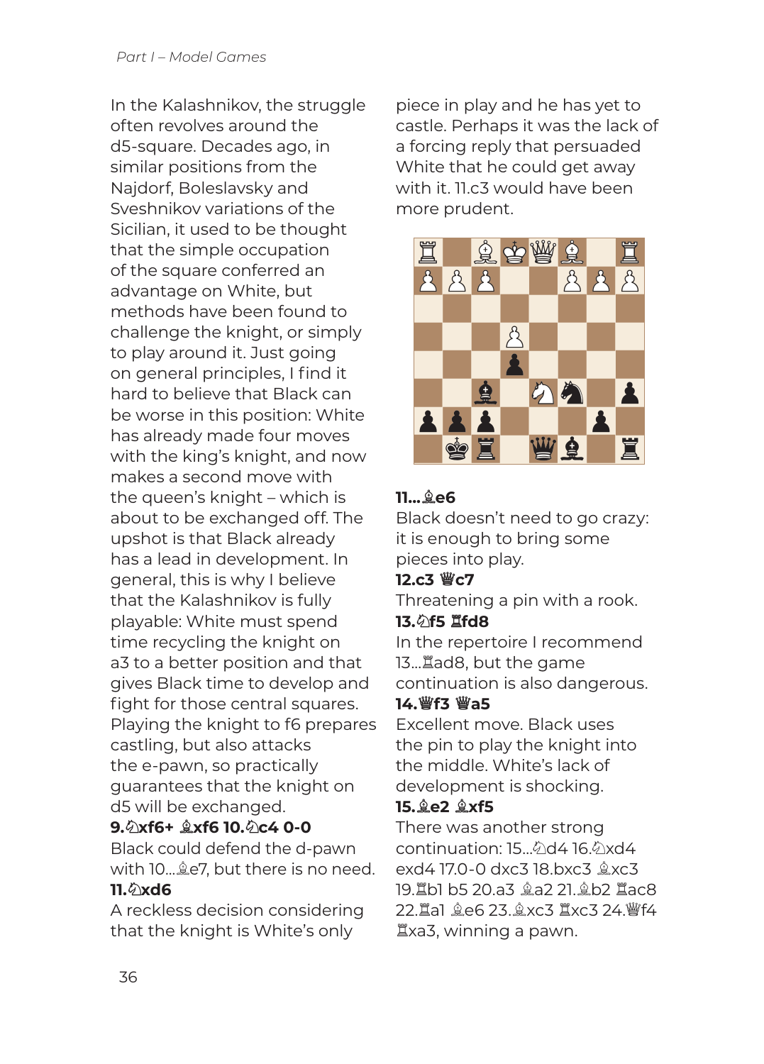In the Kalashnikov, the struggle often revolves around the d5-square. Decades ago, in similar positions from the Najdorf, Boleslavsky and Sveshnikov variations of the Sicilian, it used to be thought that the simple occupation of the square conferred an advantage on White, but methods have been found to challenge the knight, or simply to play around it. Just going on general principles, I find it hard to believe that Black can be worse in this position: White has already made four moves with the king's knight, and now makes a second move with the queen's knight – which is about to be exchanged off. The upshot is that Black already has a lead in development. In general, this is why I believe that the Kalashnikov is fully playable: White must spend time recycling the knight on a3 to a better position and that gives Black time to develop and fight for those central squares. Playing the knight to f6 prepares castling, but also attacks the e-pawn, so practically guarantees that the knight on d5 will be exchanged.

**9.♘xf6+ ♗xf6 10.♘c4 0-0**

Black could defend the d-pawn with 10...♗e7, but there is no need.

**11.♘xd6**

A reckless decision considering that the knight is White's only piece in play and he has yet to castle. Perhaps it was the lack of a forcing reply that persuaded White that he could get away with it. 11.c3 would have been more prudent.

**11...♗e6**

Black doesn't need to go crazy: it is enough to bring some pieces into play.

**12.c3 ♕c7**

Threatening a pin with a rook.

**13.♘f5 ♖fd8**

In the repertoire I recommend 13...♖ad8, but the game continuation is also dangerous.

**14.♕f3 ♕a5**

Excellent move. Black uses the pin to play the knight into the middle. White's lack of development is shocking.

**15.♗e2 ♗xf5**

There was another strong continuation: 15...♘d4 16.♘xd4 exd4 17.0-0 dxc3 18.bxc3 ♗xc3 19.♖b1 b5 20.a3 ♗a2 21.♗b2 ♖ac8 22.♖a1 ♗e6 23.♗xc3 ♖xc3 24.♕f4 ♖xa3, winning a pawn.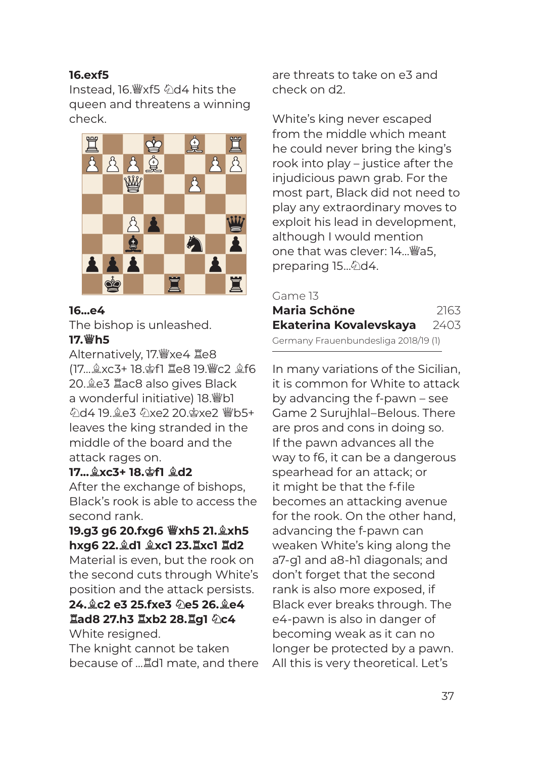**16.exf5**

Instead, 16.♕xf5 ♘d4 hits the queen and threatens a winning check.

**16...e4**

The bishop is unleashed.

**17.♕h5**

Alternatively, 17.♕xe4 ♖e8 (17...♗xc3+ 18.♔f1 ♖e8 19.♕c2 ♗f6 20.♗e3 ♖ac8 also gives Black a wonderful initiative) 18.♕b1 ♘d4 19.♗e3 ♘xe2 20.♔xe2 ♕b5+ leaves the king stranded in the middle of the board and the attack rages on.

**17...♗xc3+ 18.♔f1 ♗d2**

After the exchange of bishops, Black's rook is able to access the second rank.

**19.g3 g6 20.fxg6 ♕xh5 21.♗xh5 hxg6 22.♗d1 ♗xc1 23.♖xc1 ♖d2**

Material is even, but the rook on the second cuts through White's position and the attack persists.

**24.♗c2 e3 25.fxe3 ♘e5 26.♗e4 ♖ad8 27.h3 ♖xb2 28.♖g1 ♘c4**

White resigned.

The knight cannot be taken because of ...♖d1 mate, and there are threats to take on e3 and check on d2.

White's king never escaped from the middle which meant he could never bring the king's rook into play – justice after the injudicious pawn grab. For the most part, Black did not need to play any extraordinary moves to exploit his lead in development, although I would mention one that was clever: 14...♕a5, preparing 15...♘d4.

Game 13

**Maria Schöne** 2163

**Ekaterina Kovalevskaya** 2403

Germany Frauenbundesliga 2018/19 (1)

In many variations of the Sicilian, it is common for White to attack by advancing the f-pawn – see Game 2 Surujhlal–Belous. There are pros and cons in doing so. If the pawn advances all the way to f6, it can be a dangerous spearhead for an attack; or it might be that the f-file becomes an attacking avenue for the rook. On the other hand, advancing the f-pawn can weaken White's king along the a7-g1 and a8-h1 diagonals; and don't forget that the second rank is also more exposed, if Black ever breaks through. The e4-pawn is also in danger of becoming weak as it can no longer be protected by a pawn. All this is very theoretical. Let's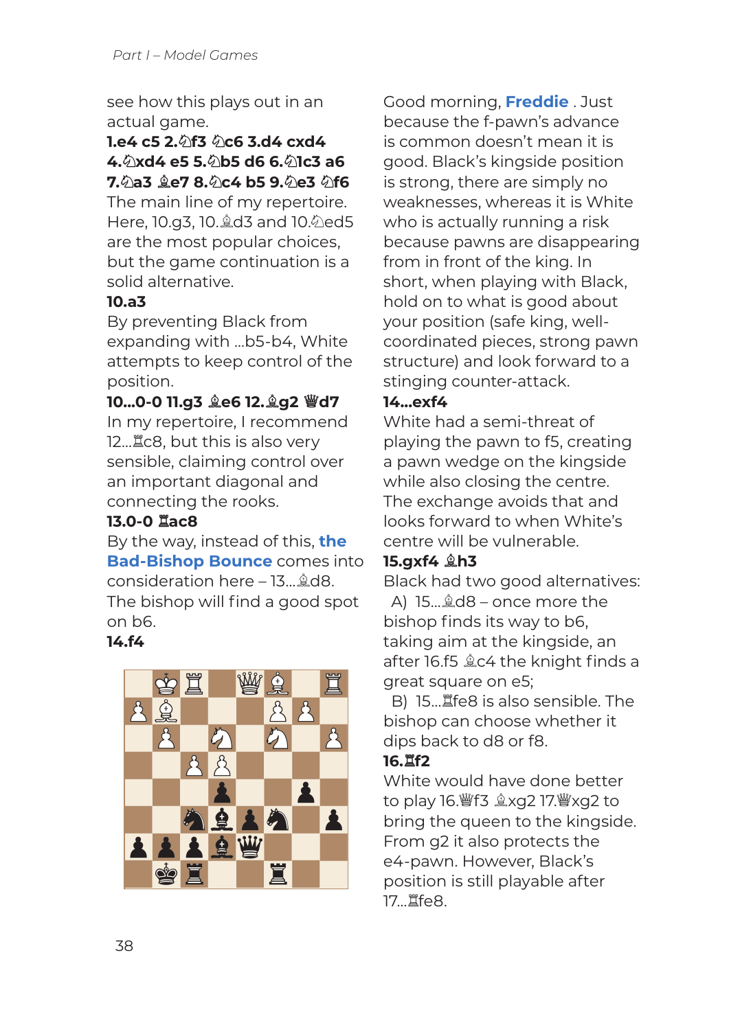see how this plays out in an actual game.

**1.e4 c5 2.♘f3 ♘c6 3.d4 cxd4 4.♘xd4 e5 5.♘b5 d6 6.♘1c3 a6 7.♘a3 ♗e7 8.♘c4 b5 9.♘e3 ♘f6**

The main line of my repertoire. Here, 10.g3, 10.♗d3 and 10.♘ed5 are the most popular choices, but the game continuation is a solid alternative.

**10.a3**

By preventing Black from expanding with ...b5-b4, White attempts to keep control of the position.

**10...0-0 11.g3 ♗e6 12.♗g2 ♕d7**

In my repertoire, I recommend 12...♖c8, but this is also very sensible, claiming control over an important diagonal and connecting the rooks.

**13.0-0 ♖ac8**

By the way, instead of this, **the Bad-Bishop Bounce** comes into consideration here – 13...♗d8. The bishop will find a good spot on b6.

**14.f4**

Good morning, **Freddie** . Just because the f-pawn's advance is common doesn't mean it is good. Black's kingside position is strong, there are simply no weaknesses, whereas it is White who is actually running a risk because pawns are disappearing from in front of the king. In short, when playing with Black, hold on to what is good about your position (safe king, well-coordinated pieces, strong pawn structure) and look forward to a stinging counter-attack.

**14...exf4**

White had a semi-threat of playing the pawn to f5, creating a pawn wedge on the kingside while also closing the centre. The exchange avoids that and looks forward to when White's centre will be vulnerable.

**15.gxf4 ♗h3**

Black had two good alternatives:

A) 15...♗d8 – once more the bishop finds its way to b6, taking aim at the kingside, an after 16.f5 ♗c4 the knight finds a great square on e5;

B) 15...♖fe8 is also sensible. The bishop can choose whether it dips back to d8 or f8.

**16.♖f2**

White would have done better to play 16.♕f3 ♗xg2 17.♕xg2 to bring the queen to the kingside. From g2 it also protects the e4-pawn. However, Black's position is still playable after 17...♖fe8.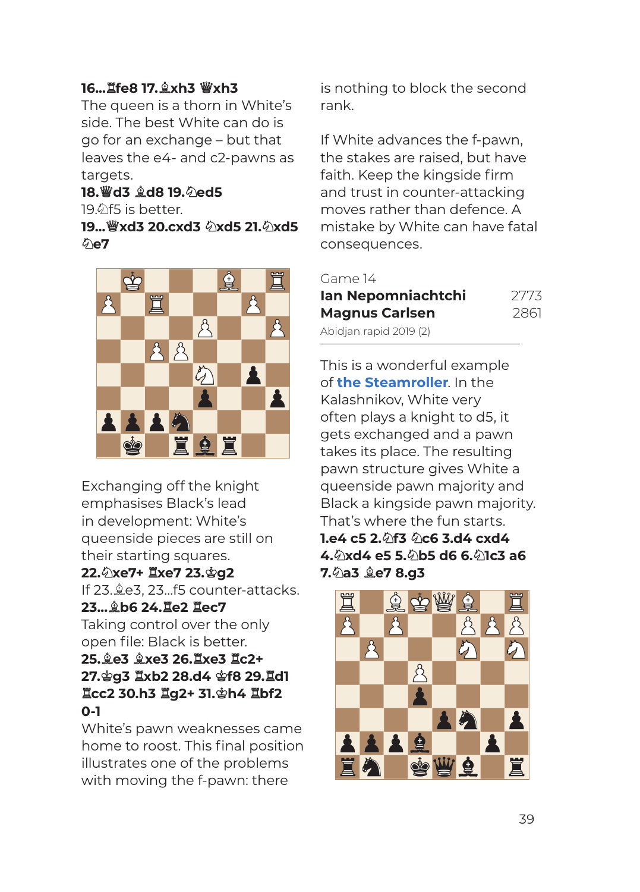**16...♖fe8 17.♗xh3 ♕xh3**

The queen is a thorn in White's side. The best White can do is go for an exchange – but that leaves the e4- and c2-pawns as targets.

**18.♕d3 ♗d8 19.♘ed5**

19.♘f5 is better.

**19...♕xd3 20.cxd3 ♘xd5 21.♘xd5 ♘e7**

Exchanging off the knight emphasises Black's lead in development: White's queenside pieces are still on their starting squares.

**22.♘xe7+ ♖xe7 23.♔g2**

If 23.♗e3, 23...f5 counter-attacks.

**23...♗b6 24.♖e2 ♖ec7**

Taking control over the only open file: Black is better.

**25.♗e3 ♗xe3 26.♖xe3 ♖c2+ 27.♔g3 ♖xb2 28.d4 ♔f8 29.♖d1 ♖cc2 30.h3 ♖g2+ 31.♔h4 ♖bf2 0-1**

White's pawn weaknesses came home to roost. This final position illustrates one of the problems with moving the f-pawn: there is nothing to block the second rank.

If White advances the f-pawn, the stakes are raised, but have faith. Keep the kingside firm and trust in counter-attacking moves rather than defence. A mistake by White can have fatal consequences.

Game 14

**Ian Nepomniachtchi** 2773
**Magnus Carlsen** 2861

Abidjan rapid 2019 (2)

This is a wonderful example of **the Steamroller**. In the Kalashnikov, White very often plays a knight to d5, it gets exchanged and a pawn takes its place. The resulting pawn structure gives White a queenside pawn majority and Black a kingside pawn majority. That's where the fun starts.

**1.e4 c5 2.♘f3 ♘c6 3.d4 cxd4 4.♘xd4 e5 5.♘b5 d6 6.♘1c3 a6 7.♘a3 ♗e7 8.g3**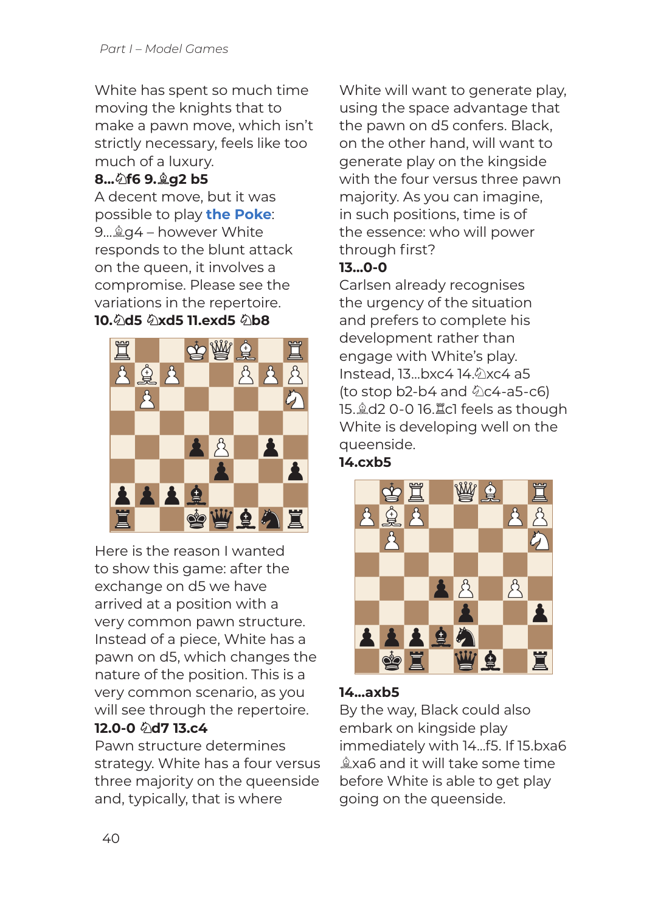White has spent so much time moving the knights that to make a pawn move, which isn't strictly necessary, feels like too much of a luxury.

**8...♘f6 9.♗g2 b5**

A decent move, but it was possible to play **the Poke**: 9...♗g4 – however White responds to the blunt attack on the queen, it involves a compromise. Please see the variations in the repertoire.

**10.♘d5 ♘xd5 11.exd5 ♘b8**

Here is the reason I wanted to show this game: after the exchange on d5 we have arrived at a position with a very common pawn structure. Instead of a piece, White has a pawn on d5, which changes the nature of the position. This is a very common scenario, as you will see through the repertoire.

**12.0-0 ♘d7 13.c4**

Pawn structure determines strategy. White has a four versus three majority on the queenside and, typically, that is where White will want to generate play, using the space advantage that the pawn on d5 confers. Black, on the other hand, will want to generate play on the kingside with the four versus three pawn majority. As you can imagine, in such positions, time is of the essence: who will power through first?

**13...0-0**

Carlsen already recognises the urgency of the situation and prefers to complete his development rather than engage with White's play. Instead, 13...bxc4 14.♘xc4 a5 (to stop b2-b4 and ♘c4-a5-c6) 15.♗d2 0-0 16.♖c1 feels as though White is developing well on the queenside.

**14.cxb5**

**14...axb5**

By the way, Black could also embark on kingside play immediately with 14...f5. If 15.bxa6 ♗xa6 and it will take some time before White is able to get play going on the queenside.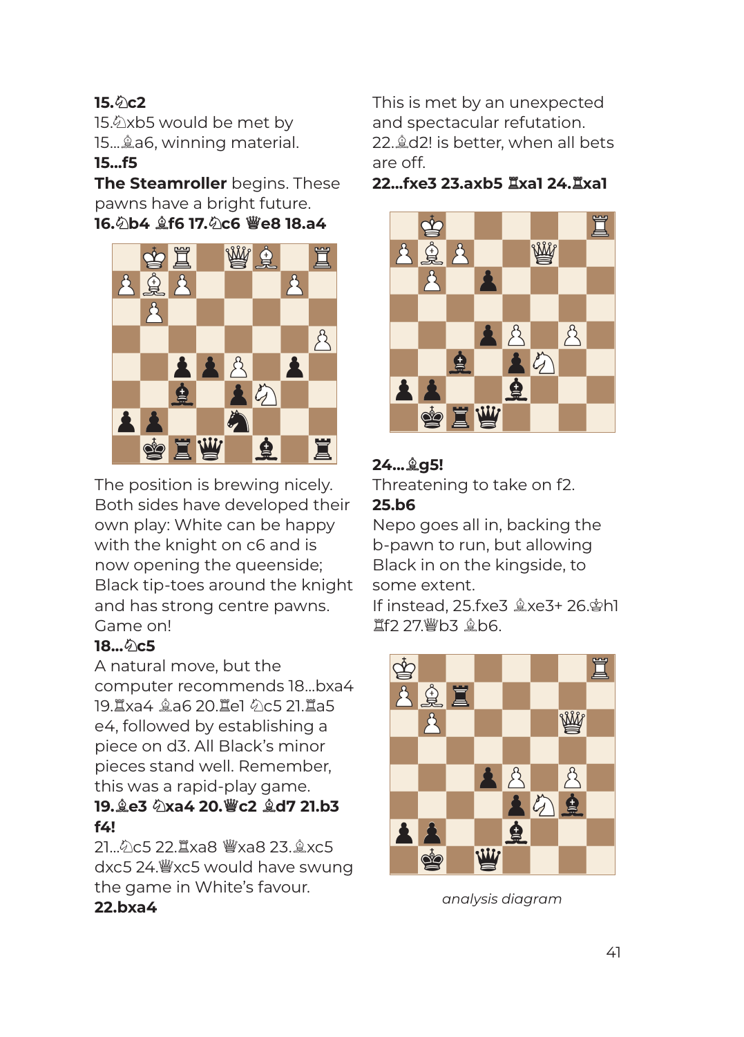**15.♘c2**

15.♘xb5 would be met by 15...♗a6, winning material.

**15...f5**

**The Steamroller** begins. These pawns have a bright future.

**16.♘b4 ♗f6 17.♘c6 ♕e8 18.a4**

The position is brewing nicely. Both sides have developed their own play: White can be happy with the knight on c6 and is now opening the queenside; Black tip-toes around the knight and has strong centre pawns. Game on!

**18...♘c5**

A natural move, but the computer recommends 18...bxa4 19.♖xa4 ♗a6 20.♖e1 ♘c5 21.♖a5 e4, followed by establishing a piece on d3. All Black's minor pieces stand well. Remember, this was a rapid-play game.

**19.♗e3 ♘xa4 20.♕c2 ♗d7 21.b3 f4!**

21...♘c5 22.♖xa8 ♕xa8 23.♗xc5 dxc5 24.♕xc5 would have swung the game in White's favour.

**22.bxa4**

This is met by an unexpected and spectacular refutation.
22.♗d2! is better, when all bets are off.

**22...fxe3 23.axb5 ♖xa1 24.♖xa1**

**24...♗g5!**

Threatening to take on f2.

**25.b6**

Nepo goes all in, backing the b-pawn to run, but allowing Black in on the kingside, to some extent.
If instead, 25.fxe3 ♗xe3+ 26.♔h1 ♖f2 27.♕b3 ♗b6.

*analysis diagram*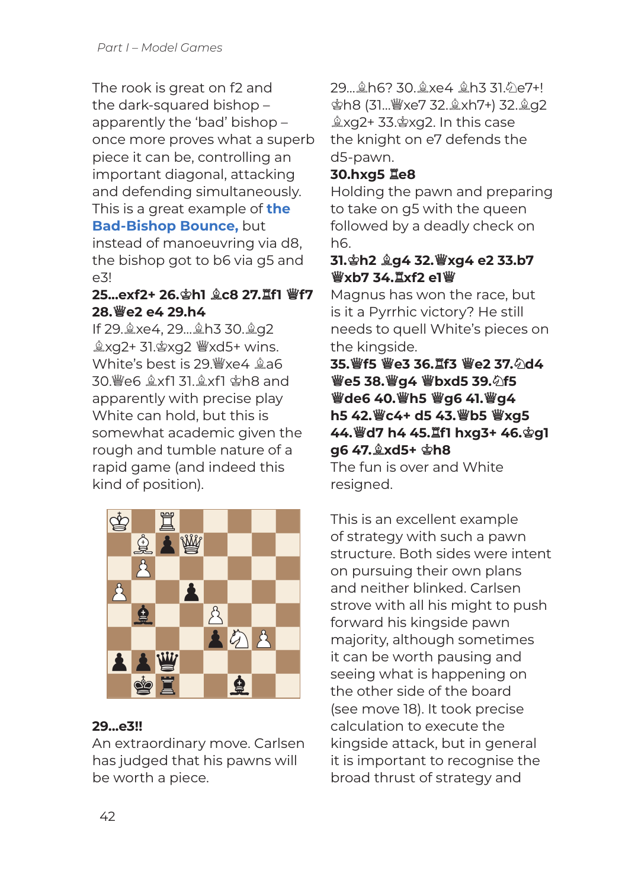The rook is great on f2 and the dark-squared bishop – apparently the 'bad' bishop – once more proves what a superb piece it can be, controlling an important diagonal, attacking and defending simultaneously. This is a great example of **the Bad-Bishop Bounce,** but instead of manoeuvring via d8, the bishop got to b6 via g5 and e3!

**25...exf2+ 26.♔h1 ♗c8 27.♖f1 ♕f7 28.♕e2 e4 29.h4**

If 29.♗xe4, 29...♗h3 30.♗g2 ♗xg2+ 31.♔xg2 ♕xd5+ wins. White's best is 29.♕xe4 ♗a6 30.♕e6 ♗xf1 31.♗xf1 ♔h8 and apparently with precise play White can hold, but this is somewhat academic given the rough and tumble nature of a rapid game (and indeed this kind of position).

**29...e3!!**

An extraordinary move. Carlsen has judged that his pawns will be worth a piece.

29...♗h6? 30.♗xe4 ♗h3 31.♘e7+! ♔h8 (31...♕xe7 32.♗xh7+) 32.♗g2 ♗xg2+ 33.♔xg2. In this case the knight on e7 defends the d5-pawn.

**30.hxg5 ♖e8**

Holding the pawn and preparing to take on g5 with the queen followed by a deadly check on h6.

**31.♔h2 ♗g4 32.♕xg4 e2 33.b7 ♕xb7 34.♖xf2 e1♕**

Magnus has won the race, but is it a Pyrrhic victory? He still needs to quell White's pieces on the kingside.

**35.♕f5 ♕e3 36.♖f3 ♕e2 37.♘d4 ♕e5 38.♕g4 ♕bxd5 39.♘f5 ♕de6 40.♕h5 ♕g6 41.♕g4 h5 42.♕c4+ d5 43.♕b5 ♕xg5 44.♕d7 h4 45.♖f1 hxg3+ 46.♔g1 g6 47.♗xd5+ ♔h8**

The fun is over and White resigned.

This is an excellent example of strategy with such a pawn structure. Both sides were intent on pursuing their own plans and neither blinked. Carlsen strove with all his might to push forward his kingside pawn majority, although sometimes it can be worth pausing and seeing what is happening on the other side of the board (see move 18). It took precise calculation to execute the kingside attack, but in general it is important to recognise the broad thrust of strategy and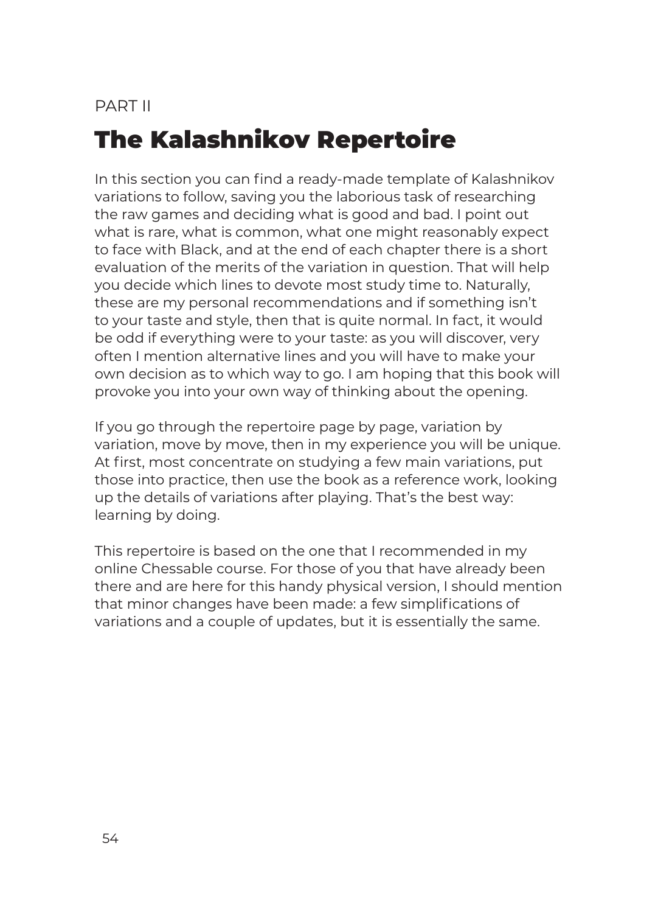PART II

# The Kalashnikov Repertoire

In this section you can find a ready-made template of Kalashnikov variations to follow, saving you the laborious task of researching the raw games and deciding what is good and bad. I point out what is rare, what is common, what one might reasonably expect to face with Black, and at the end of each chapter there is a short evaluation of the merits of the variation in question. That will help you decide which lines to devote most study time to. Naturally, these are my personal recommendations and if something isn't to your taste and style, then that is quite normal. In fact, it would be odd if everything were to your taste: as you will discover, very often I mention alternative lines and you will have to make your own decision as to which way to go. I am hoping that this book will provoke you into your own way of thinking about the opening.

If you go through the repertoire page by page, variation by variation, move by move, then in my experience you will be unique. At first, most concentrate on studying a few main variations, put those into practice, then use the book as a reference work, looking up the details of variations after playing. That's the best way: learning by doing.

This repertoire is based on the one that I recommended in my online Chessable course. For those of you that have already been there and are here for this handy physical version, I should mention that minor changes have been made: a few simplifications of variations and a couple of updates, but it is essentially the same.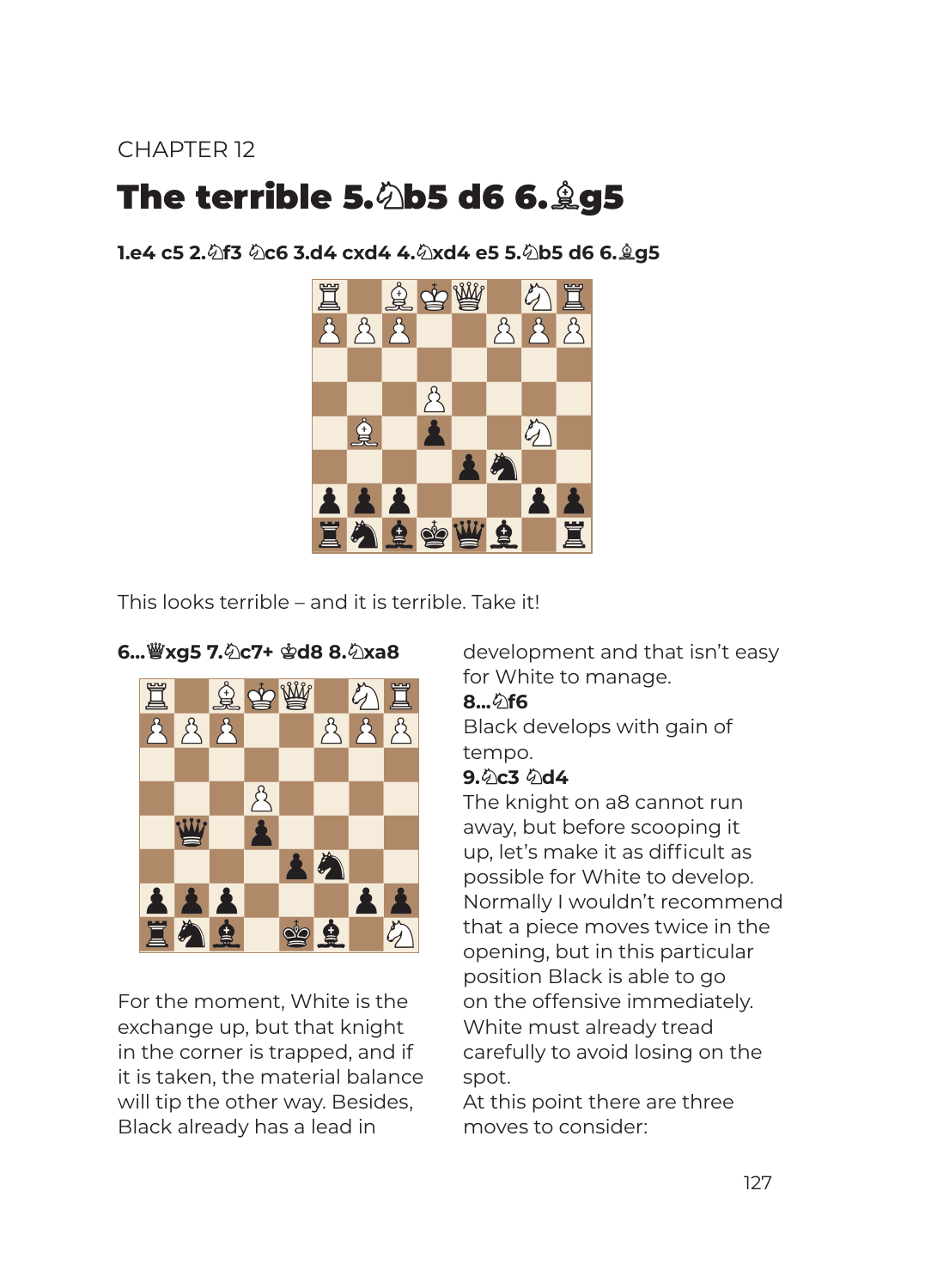CHAPTER 12

# The terrible 5.♘b5 d6 6.♗g5

**1.e4 c5 2.♘f3 ♘c6 3.d4 cxd4 4.♘xd4 e5 5.♘b5 d6 6.♗g5**

This looks terrible – and it is terrible. Take it!

**6...♕xg5 7.♘c7+ ♔d8 8.♘xa8**

For the moment, White is the exchange up, but that knight in the corner is trapped, and if it is taken, the material balance will tip the other way. Besides, Black already has a lead in development and that isn't easy for White to manage.

**8...♘f6**

Black develops with gain of tempo.

**9.♘c3 ♘d4**

The knight on a8 cannot run away, but before scooping it up, let's make it as difficult as possible for White to develop. Normally I wouldn't recommend that a piece moves twice in the opening, but in this particular position Black is able to go on the offensive immediately. White must already tread carefully to avoid losing on the spot.

At this point there are three moves to consider: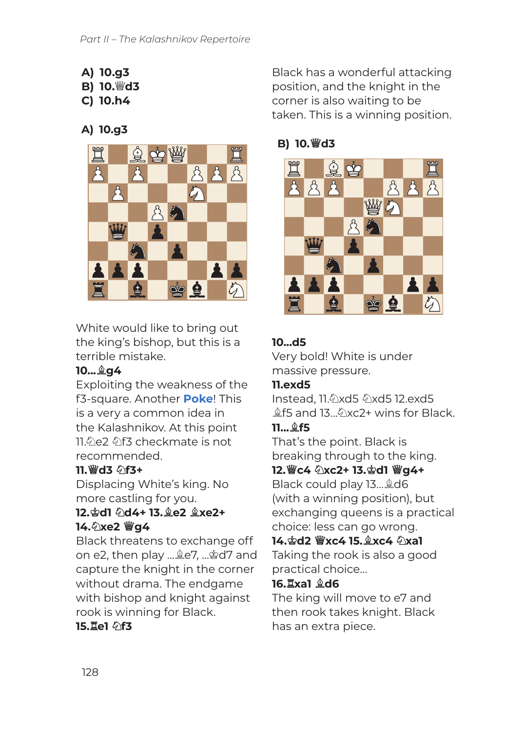A) 10.g3
B) 10.♕d3
C) 10.h4

## A) 10.g3

White would like to bring out the king's bishop, but this is a terrible mistake.

**10...♗g4**

Exploiting the weakness of the f3-square. Another **Poke**! This is a very a common idea in the Kalashnikov. At this point 11.♘e2 ♘f3 checkmate is not recommended.

**11.♕d3 ♘f3+**

Displacing White's king. No more castling for you.

**12.♔d1 ♘d4+ 13.♗e2 ♗xe2+ 14.♘xe2 ♕g4**

Black threatens to exchange off on e2, then play ...♗e7, ...♔d7 and capture the knight in the corner without drama. The endgame with bishop and knight against rook is winning for Black.

**15.♖e1 ♘f3**

Black has a wonderful attacking position, and the knight in the corner is also waiting to be taken. This is a winning position.

## B) 10.♕d3

**10...d5**

Very bold! White is under massive pressure.

**11.exd5**

Instead, 11.♘xd5 ♘xd5 12.exd5 ♗f5 and 13...♘xc2+ wins for Black.

**11...♗f5**

That's the point. Black is breaking through to the king.

**12.♕c4 ♘xc2+ 13.♔d1 ♕g4+**

Black could play 13...♗d6 (with a winning position), but exchanging queens is a practical choice: less can go wrong.

**14.♔d2 ♕xc4 15.♗xc4 ♘xa1**

Taking the rook is also a good practical choice...

**16.♖xa1 ♗d6**

The king will move to e7 and then rook takes knight. Black has an extra piece.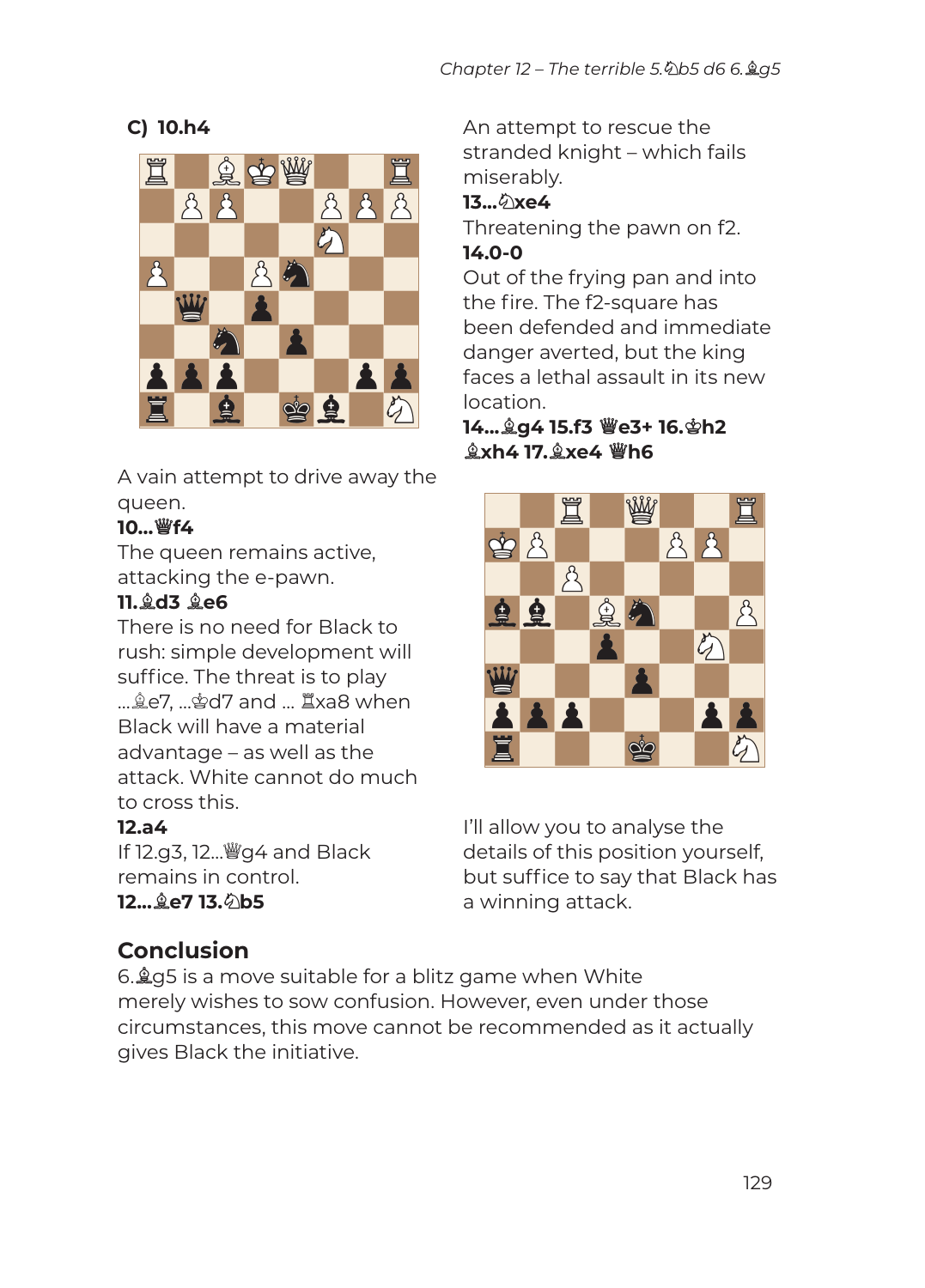### C) 10.h4

A vain attempt to drive away the queen.

**10...♛f4**

The queen remains active, attacking the e-pawn.

**11.♗d3 ♗e6**

There is no need for Black to rush: simple development will suffice. The threat is to play ...♗e7, ...♔d7 and ... ♖xa8 when Black will have a material advantage – as well as the attack. White cannot do much to cross this.

**12.a4**

If 12.g3, 12...♛g4 and Black remains in control.

**12...♗e7 13.♘b5**

An attempt to rescue the stranded knight – which fails miserably.

**13...♘xe4**

Threatening the pawn on f2.

**14.0-0**

Out of the frying pan and into the fire. The f2-square has been defended and immediate danger averted, but the king faces a lethal assault in its new location.

**14...♗g4 15.f3 ♛e3+ 16.♔h2 ♗xh4 17.♗xe4 ♛h6**

I'll allow you to analyse the details of this position yourself, but suffice to say that Black has a winning attack.

## Conclusion

6.♗g5 is a move suitable for a blitz game when White merely wishes to sow confusion. However, even under those circumstances, this move cannot be recommended as it actually gives Black the initiative.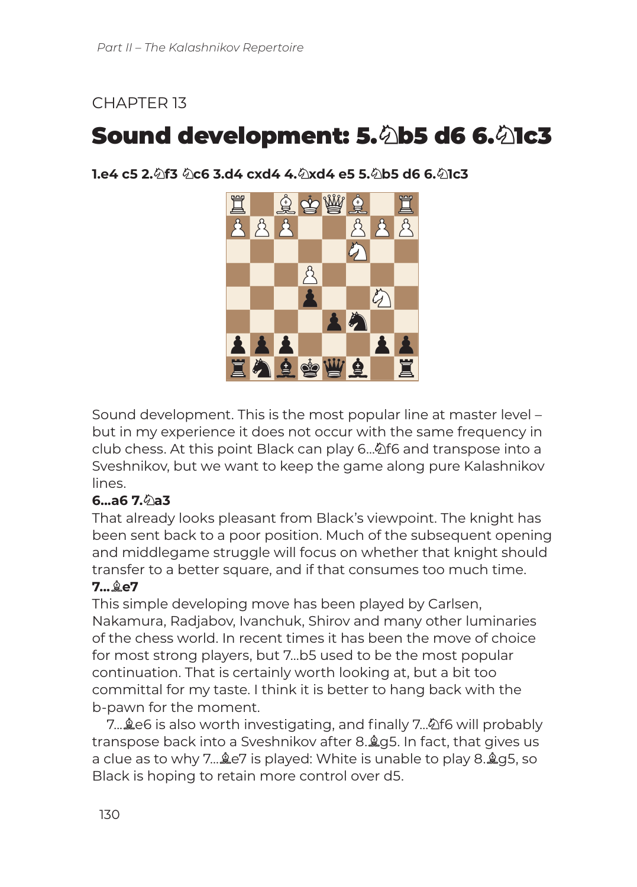CHAPTER 13

# Sound development: 5.♘b5 d6 6.♘1c3

**1.e4 c5 2.♘f3 ♘c6 3.d4 cxd4 4.♘xd4 e5 5.♘b5 d6 6.♘1c3**

Sound development. This is the most popular line at master level – but in my experience it does not occur with the same frequency in club chess. At this point Black can play 6...♘f6 and transpose into a Sveshnikov, but we want to keep the game along pure Kalashnikov lines.

**6...a6 7.♘a3**

That already looks pleasant from Black's viewpoint. The knight has been sent back to a poor position. Much of the subsequent opening and middlegame struggle will focus on whether that knight should transfer to a better square, and if that consumes too much time.

**7...♗e7**

This simple developing move has been played by Carlsen, Nakamura, Radjabov, Ivanchuk, Shirov and many other luminaries of the chess world. In recent times it has been the move of choice for most strong players, but 7...b5 used to be the most popular continuation. That is certainly worth looking at, but a bit too committal for my taste. I think it is better to hang back with the b-pawn for the moment.

7...♗e6 is also worth investigating, and finally 7...♘f6 will probably transpose back into a Sveshnikov after 8.♗g5. In fact, that gives us a clue as to why 7...♗e7 is played: White is unable to play 8.♗g5, so Black is hoping to retain more control over d5.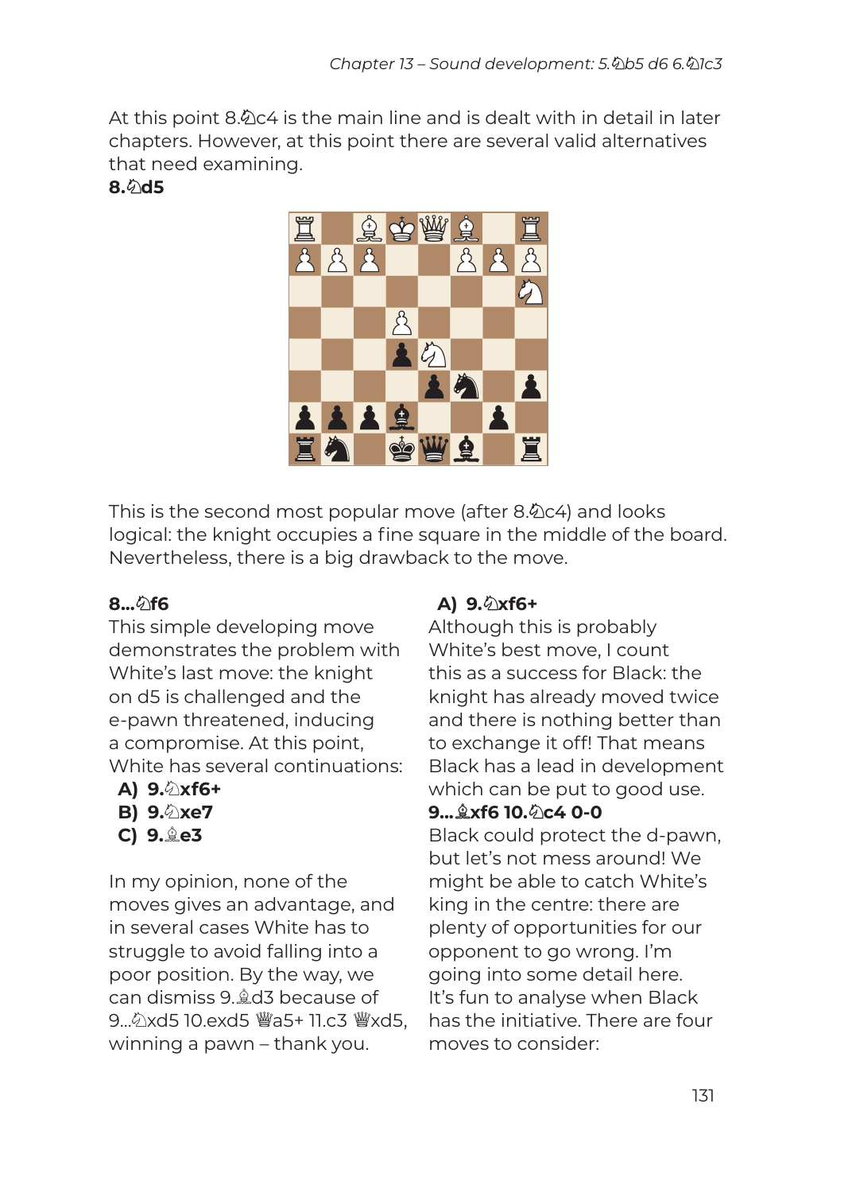At this point 8.♘c4 is the main line and is dealt with in detail in later chapters. However, at this point there are several valid alternatives that need examining.

**8.♘d5**

This is the second most popular move (after 8.♘c4) and looks logical: the knight occupies a fine square in the middle of the board. Nevertheless, there is a big drawback to the move.

**8...♘f6**

This simple developing move demonstrates the problem with White's last move: the knight on d5 is challenged and the e-pawn threatened, inducing a compromise. At this point, White has several continuations:

- **A) 9.♘xf6+**
- **B) 9.♘xe7**
- **C) 9.♗e3**

In my opinion, none of the moves gives an advantage, and in several cases White has to struggle to avoid falling into a poor position. By the way, we can dismiss 9.♗d3 because of 9...♘xd5 10.exd5 ♕a5+ 11.c3 ♕xd5, winning a pawn – thank you.

**A) 9.♘xf6+**

Although this is probably White's best move, I count this as a success for Black: the knight has already moved twice and there is nothing better than to exchange it off! That means Black has a lead in development which can be put to good use.

**9...♗xf6 10.♘c4 0-0**

Black could protect the d-pawn, but let's not mess around! We might be able to catch White's king in the centre: there are plenty of opportunities for our opponent to go wrong. I'm going into some detail here. It's fun to analyse when Black has the initiative. There are four moves to consider: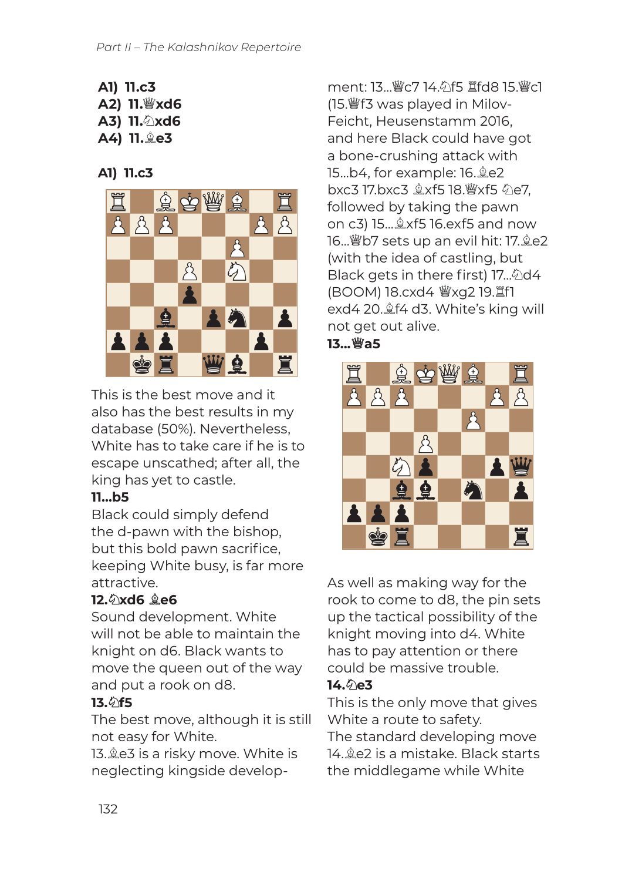A1) 11.c3
A2) 11.♕xd6
A3) 11.♘xd6
A4) 11.♗e3

**A1) 11.c3**

This is the best move and it also has the best results in my database (50%). Nevertheless, White has to take care if he is to escape unscathed; after all, the king has yet to castle.

**11...b5**

Black could simply defend the d-pawn with the bishop, but this bold pawn sacrifice, keeping White busy, is far more attractive.

**12.♘xd6 ♗e6**

Sound development. White will not be able to maintain the knight on d6. Black wants to move the queen out of the way and put a rook on d8.

**13.♘f5**

The best move, although it is still not easy for White.

13.♗e3 is a risky move. White is neglecting kingside development: 13...♕c7 14.♘f5 ♖fd8 15.♕c1 (15.♕f3 was played in Milov-Feicht, Heusenstamm 2016, and here Black could have got a bone-crushing attack with 15...b4, for example: 16.♗e2 bxc3 17.bxc3 ♗xf5 18.♕xf5 ♘e7, followed by taking the pawn on c3) 15...♗xf5 16.exf5 and now 16...♕b7 sets up an evil hit: 17.♗e2 (with the idea of castling, but Black gets in there first) 17...♘d4 (BOOM) 18.cxd4 ♕xg2 19.♖f1 exd4 20.♗f4 d3. White's king will not get out alive.

**13...♕a5**

As well as making way for the rook to come to d8, the pin sets up the tactical possibility of the knight moving into d4. White has to pay attention or there could be massive trouble.

**14.♘e3**

This is the only move that gives White a route to safety.

The standard developing move 14.♗e2 is a mistake. Black starts the middlegame while White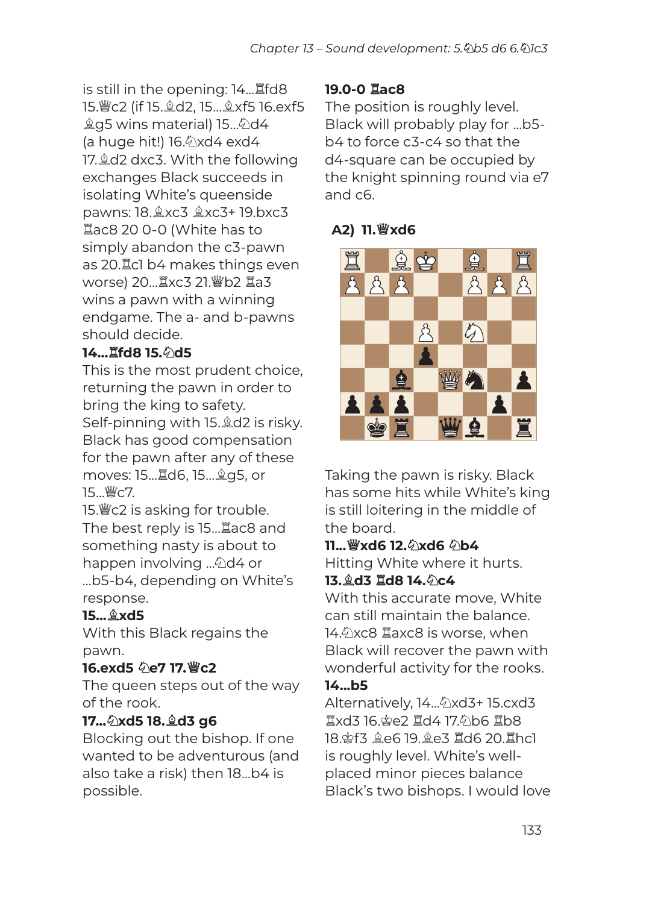is still in the opening: 14...♖fd8 15.♕c2 (if 15.♗d2, 15...♗xf5 16.exf5 ♗g5 wins material) 15...♘d4 (a huge hit!) 16.♘xd4 exd4 17.♗d2 dxc3. With the following exchanges Black succeeds in isolating White's queenside pawns: 18.♗xc3 ♗xc3+ 19.bxc3 ♖ac8 20 0-0 (White has to simply abandon the c3-pawn as 20.♖c1 b4 makes things even worse) 20...♖xc3 21.♕b2 ♖a3 wins a pawn with a winning endgame. The a- and b-pawns should decide.

**14...♖fd8 15.♘d5**

This is the most prudent choice, returning the pawn in order to bring the king to safety. Self-pinning with 15.♗d2 is risky. Black has good compensation for the pawn after any of these moves: 15...♖d6, 15...♗g5, or 15...♕c7.

15.♕c2 is asking for trouble. The best reply is 15...♖ac8 and something nasty is about to happen involving ...♘d4 or ...b5-b4, depending on White's response.

**15...♗xd5**

With this Black regains the pawn.

**16.exd5 ♘e7 17.♕c2**

The queen steps out of the way of the rook.

**17...♘xd5 18.♗d3 g6**

Blocking out the bishop. If one wanted to be adventurous (and also take a risk) then 18...b4 is possible.

**19.0-0 ♖ac8**

The position is roughly level. Black will probably play for ...b5-b4 to force c3-c4 so that the d4-square can be occupied by the knight spinning round via e7 and c6.

### A2) 11.♕xd6

Taking the pawn is risky. Black has some hits while White's king is still loitering in the middle of the board.

**11...♕xd6 12.♘xd6 ♘b4**

Hitting White where it hurts.

**13.♗d3 ♖d8 14.♘c4**

With this accurate move, White can still maintain the balance. 14.♘xc8 ♖axc8 is worse, when Black will recover the pawn with wonderful activity for the rooks.

**14...b5**

Alternatively, 14...♘xd3+ 15.cxd3 ♖xd3 16.♔e2 ♖d4 17.♘b6 ♖b8 18.♔f3 ♗e6 19.♗e3 ♖d6 20.♖hc1 is roughly level. White's well-placed minor pieces balance Black's two bishops. I would love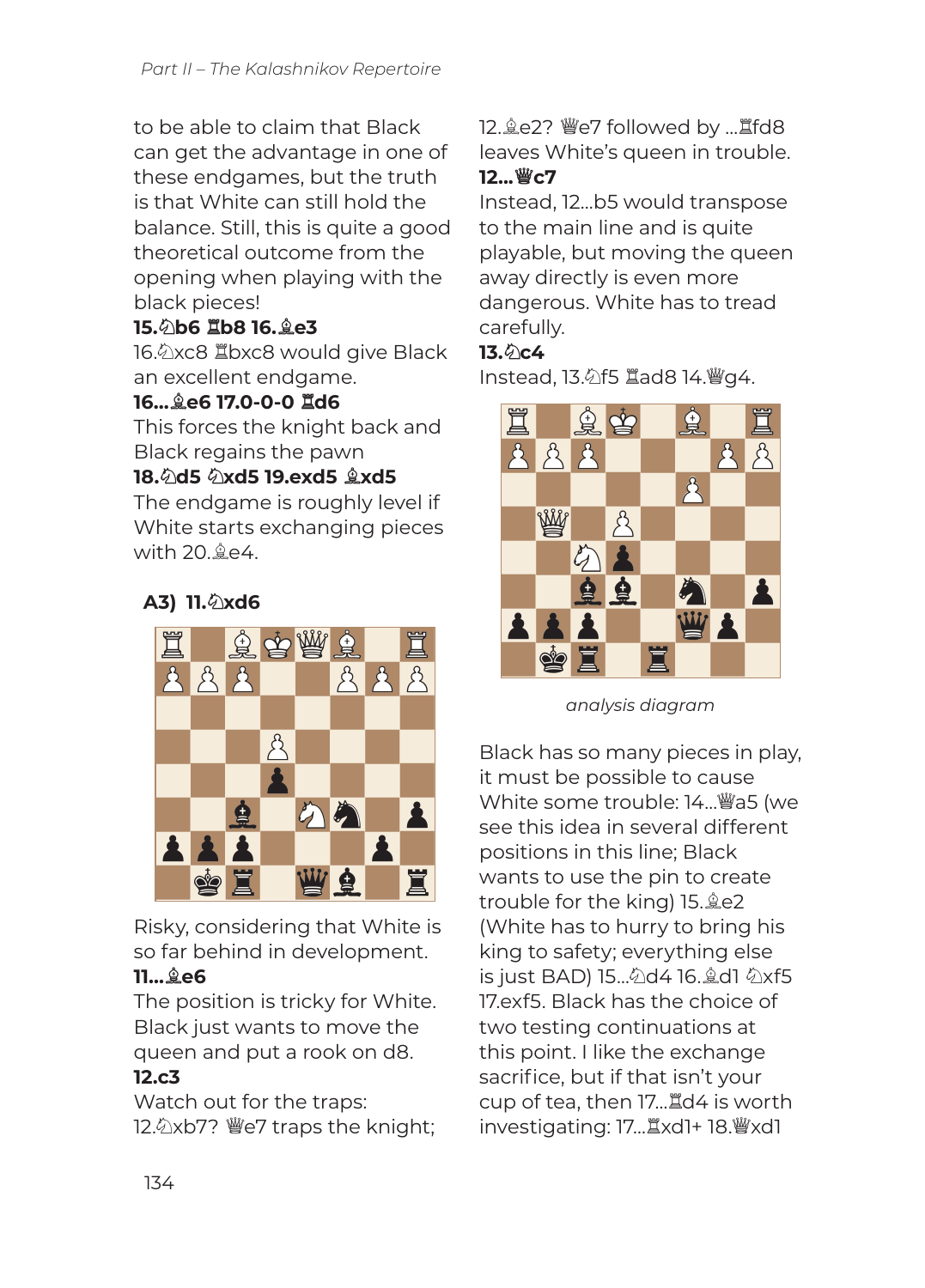to be able to claim that Black can get the advantage in one of these endgames, but the truth is that White can still hold the balance. Still, this is quite a good theoretical outcome from the opening when playing with the black pieces!

**15.♘b6 ♖b8 16.♗e3**

16.♘xc8 ♖bxc8 would give Black an excellent endgame.

**16...♗e6 17.0-0-0 ♖d6**

This forces the knight back and Black regains the pawn

**18.♘d5 ♘xd5 19.exd5 ♗xd5**

The endgame is roughly level if White starts exchanging pieces with 20.♗e4.

### A3) 11.♘xd6

Risky, considering that White is so far behind in development.

**11...♗e6**

The position is tricky for White. Black just wants to move the queen and put a rook on d8.

**12.c3**

Watch out for the traps: 12.♘xb7? ♕e7 traps the knight; 12.♗e2? ♕e7 followed by ...♖fd8 leaves White's queen in trouble.

**12...♕c7**

Instead, 12...b5 would transpose to the main line and is quite playable, but moving the queen away directly is even more dangerous. White has to tread carefully.

**13.♘c4**

Instead, 13.♘f5 ♖ad8 14.♕g4.

*analysis diagram*

Black has so many pieces in play, it must be possible to cause White some trouble: 14...♕a5 (we see this idea in several different positions in this line; Black wants to use the pin to create trouble for the king) 15.♗e2 (White has to hurry to bring his king to safety; everything else is just BAD) 15...♘d4 16.♗d1 ♘xf5 17.exf5. Black has the choice of two testing continuations at this point. I like the exchange sacrifice, but if that isn't your cup of tea, then 17...♖d4 is worth investigating: 17...♖xd1+ 18.♕xd1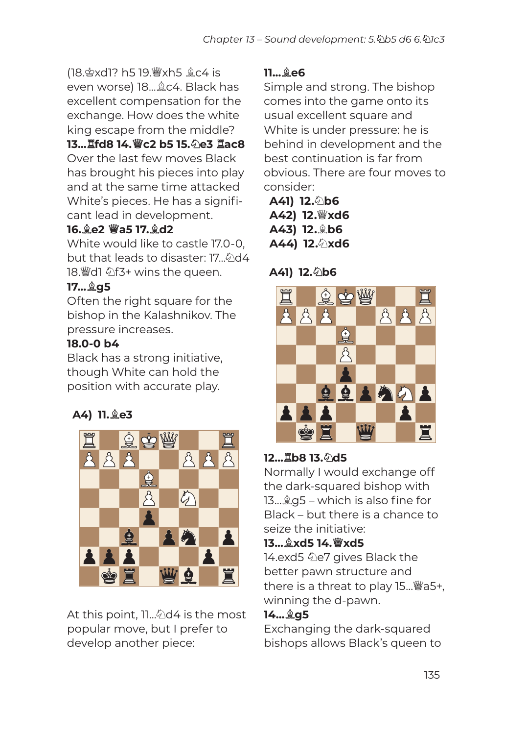(18.♔xd1? h5 19.♕xh5 ♗c4 is even worse) 18...♗c4. Black has excellent compensation for the exchange. How does the white king escape from the middle?

**13...♖fd8 14.♕c2 b5 15.♘e3 ♖ac8**

Over the last few moves Black has brought his pieces into play and at the same time attacked White's pieces. He has a significant lead in development.

**16.♗e2 ♕a5 17.♗d2**

White would like to castle 17.0-0, but that leads to disaster: 17...♘d4 18.♕d1 ♘f3+ wins the queen.

**17...♗g5**

Often the right square for the bishop in the Kalashnikov. The pressure increases.

**18.0-0 b4**

Black has a strong initiative, though White can hold the position with accurate play.

### A4) 11.♗e3

At this point, 11...♘d4 is the most popular move, but I prefer to develop another piece:

**11...♗e6**

Simple and strong. The bishop comes into the game onto its usual excellent square and White is under pressure: he is behind in development and the best continuation is far from obvious. There are four moves to consider:

**A41) 12.♘b6**
**A42) 12.♕xd6**
**A43) 12.♗b6**
**A44) 12.♘xd6**

### A41) 12.♘b6

**12...♖b8 13.♘d5**

Normally I would exchange off the dark-squared bishop with 13...♗g5 – which is also fine for Black – but there is a chance to seize the initiative:

**13...♗xd5 14.♕xd5**

14.exd5 ♘e7 gives Black the better pawn structure and there is a threat to play 15...♕a5+, winning the d-pawn.

**14...♗g5**

Exchanging the dark-squared bishops allows Black's queen to